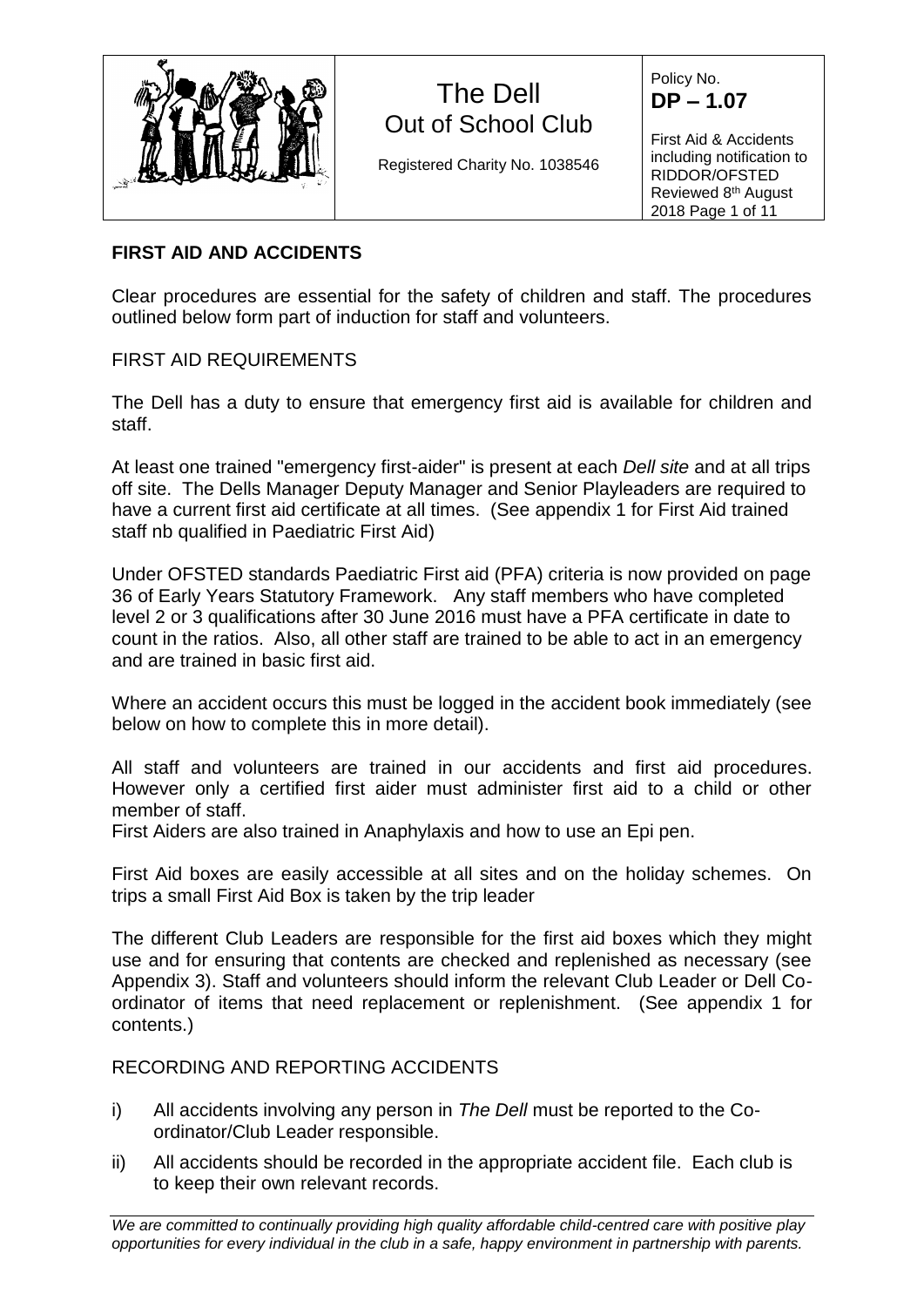| The Dell Out of School Club<br>Registered Charity No. 1038546 | Policy No. **DP – 1.07**<br>First Aid & Accidents including notification to RIDDOR/OFSTED Reviewed 8th August 2018 |
|---|---|

## FIRST AID AND ACCIDENTS

Clear procedures are essential for the safety of children and staff. The procedures outlined below form part of induction for staff and volunteers.

FIRST AID REQUIREMENTS

The Dell has a duty to ensure that emergency first aid is available for children and staff.

At least one trained "emergency first-aider" is present at each *Dell site* and at all trips off site. The Dells Manager Deputy Manager and Senior Playleaders are required to have a current first aid certificate at all times. (See appendix 1 for First Aid trained staff nb qualified in Paediatric First Aid)

Under OFSTED standards Paediatric First aid (PFA) criteria is now provided on page 36 of Early Years Statutory Framework. Any staff members who have completed level 2 or 3 qualifications after 30 June 2016 must have a PFA certificate in date to count in the ratios. Also, all other staff are trained to be able to act in an emergency and are trained in basic first aid.

Where an accident occurs this must be logged in the accident book immediately (see below on how to complete this in more detail).

All staff and volunteers are trained in our accidents and first aid procedures. However only a certified first aider must administer first aid to a child or other member of staff.

First Aiders are also trained in Anaphylaxis and how to use an Epi pen.

First Aid boxes are easily accessible at all sites and on the holiday schemes. On trips a small First Aid Box is taken by the trip leader

The different Club Leaders are responsible for the first aid boxes which they might use and for ensuring that contents are checked and replenished as necessary (see Appendix 3). Staff and volunteers should inform the relevant Club Leader or Dell Co-ordinator of items that need replacement or replenishment. (See appendix 1 for contents.)

RECORDING AND REPORTING ACCIDENTS

i) All accidents involving any person in *The Dell* must be reported to the Co-ordinator/Club Leader responsible.

ii) All accidents should be recorded in the appropriate accident file. Each club is to keep their own relevant records.

*We are committed to continually providing high quality affordable child-centred care with positive play opportunities for every individual in the club in a safe, happy environment in partnership with parents.*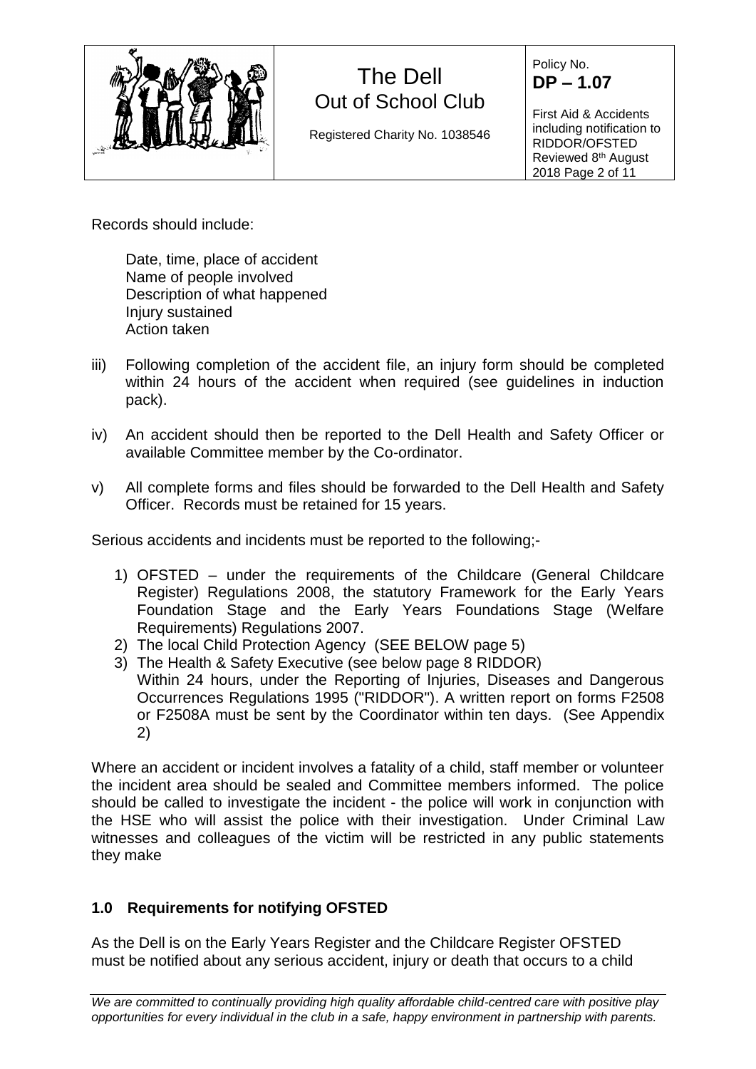Records should include:

Date, time, place of accident
Name of people involved
Description of what happened
Injury sustained
Action taken

iii) Following completion of the accident file, an injury form should be completed within 24 hours of the accident when required (see guidelines in induction pack).

iv) An accident should then be reported to the Dell Health and Safety Officer or available Committee member by the Co-ordinator.

v) All complete forms and files should be forwarded to the Dell Health and Safety Officer. Records must be retained for 15 years.

Serious accidents and incidents must be reported to the following;-

1) OFSTED – under the requirements of the Childcare (General Childcare Register) Regulations 2008, the statutory Framework for the Early Years Foundation Stage and the Early Years Foundations Stage (Welfare Requirements) Regulations 2007.
2) The local Child Protection Agency (SEE BELOW page 5)
3) The Health & Safety Executive (see below page 8 RIDDOR)
   Within 24 hours, under the Reporting of Injuries, Diseases and Dangerous Occurrences Regulations 1995 ("RIDDOR"). A written report on forms F2508 or F2508A must be sent by the Coordinator within ten days. (See Appendix 2)

Where an accident or incident involves a fatality of a child, staff member or volunteer the incident area should be sealed and Committee members informed. The police should be called to investigate the incident - the police will work in conjunction with the HSE who will assist the police with their investigation. Under Criminal Law witnesses and colleagues of the victim will be restricted in any public statements they make

## 1.0 Requirements for notifying OFSTED

As the Dell is on the Early Years Register and the Childcare Register OFSTED must be notified about any serious accident, injury or death that occurs to a child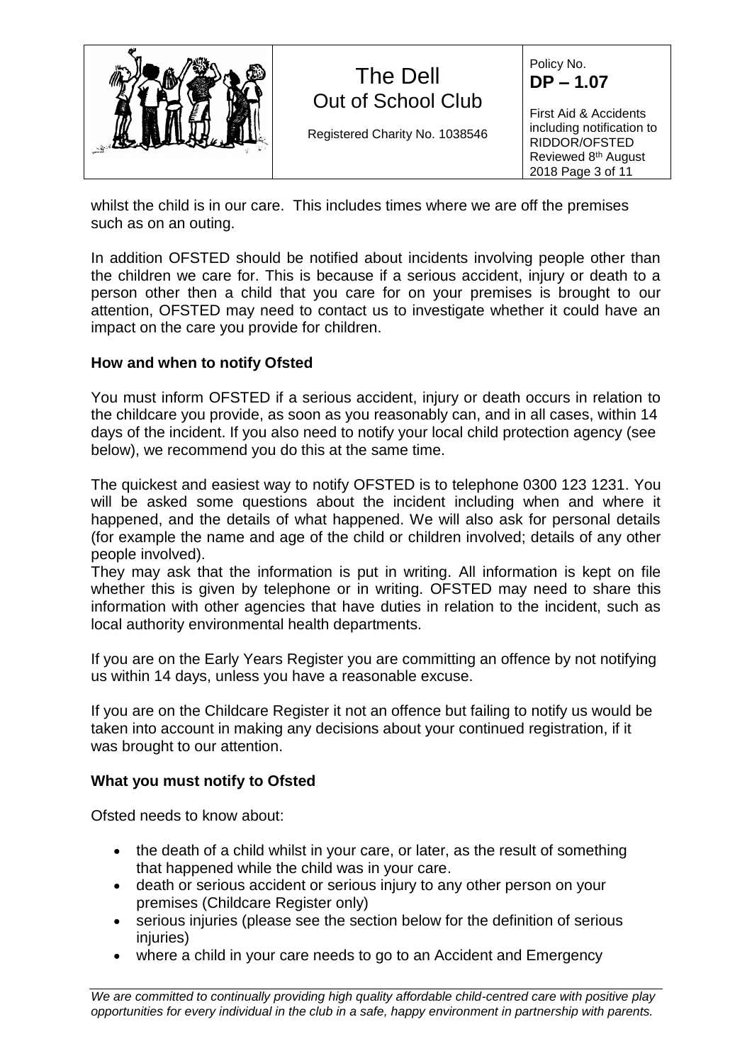whilst the child is in our care. This includes times where we are off the premises such as on an outing.

In addition OFSTED should be notified about incidents involving people other than the children we care for. This is because if a serious accident, injury or death to a person other then a child that you care for on your premises is brought to our attention, OFSTED may need to contact us to investigate whether it could have an impact on the care you provide for children.

**How and when to notify Ofsted**

You must inform OFSTED if a serious accident, injury or death occurs in relation to the childcare you provide, as soon as you reasonably can, and in all cases, within 14 days of the incident. If you also need to notify your local child protection agency (see below), we recommend you do this at the same time.

The quickest and easiest way to notify OFSTED is to telephone 0300 123 1231. You will be asked some questions about the incident including when and where it happened, and the details of what happened. We will also ask for personal details (for example the name and age of the child or children involved; details of any other people involved).

They may ask that the information is put in writing. All information is kept on file whether this is given by telephone or in writing. OFSTED may need to share this information with other agencies that have duties in relation to the incident, such as local authority environmental health departments.

If you are on the Early Years Register you are committing an offence by not notifying us within 14 days, unless you have a reasonable excuse.

If you are on the Childcare Register it not an offence but failing to notify us would be taken into account in making any decisions about your continued registration, if it was brought to our attention.

**What you must notify to Ofsted**

Ofsted needs to know about:

- the death of a child whilst in your care, or later, as the result of something that happened while the child was in your care.
- death or serious accident or serious injury to any other person on your premises (Childcare Register only)
- serious injuries (please see the section below for the definition of serious injuries)
- where a child in your care needs to go to an Accident and Emergency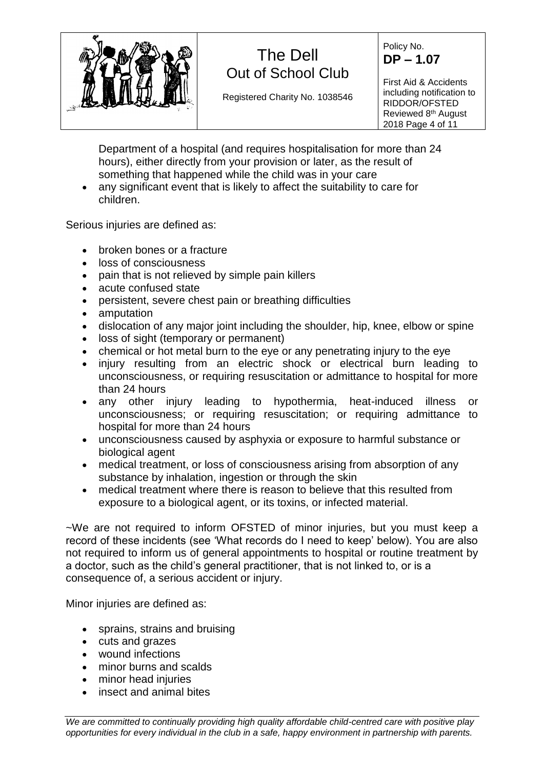Department of a hospital (and requires hospitalisation for more than 24 hours), either directly from your provision or later, as the result of something that happened while the child was in your care

- any significant event that is likely to affect the suitability to care for children.

Serious injuries are defined as:

- broken bones or a fracture
- loss of consciousness
- pain that is not relieved by simple pain killers
- acute confused state
- persistent, severe chest pain or breathing difficulties
- amputation
- dislocation of any major joint including the shoulder, hip, knee, elbow or spine
- loss of sight (temporary or permanent)
- chemical or hot metal burn to the eye or any penetrating injury to the eye
- injury resulting from an electric shock or electrical burn leading to unconsciousness, or requiring resuscitation or admittance to hospital for more than 24 hours
- any other injury leading to hypothermia, heat-induced illness or unconsciousness; or requiring resuscitation; or requiring admittance to hospital for more than 24 hours
- unconsciousness caused by asphyxia or exposure to harmful substance or biological agent
- medical treatment, or loss of consciousness arising from absorption of any substance by inhalation, ingestion or through the skin
- medical treatment where there is reason to believe that this resulted from exposure to a biological agent, or its toxins, or infected material.

~We are not required to inform OFSTED of minor injuries, but you must keep a record of these incidents (see 'What records do I need to keep' below). You are also not required to inform us of general appointments to hospital or routine treatment by a doctor, such as the child's general practitioner, that is not linked to, or is a consequence of, a serious accident or injury.

Minor injuries are defined as:

- sprains, strains and bruising
- cuts and grazes
- wound infections
- minor burns and scalds
- minor head injuries
- insect and animal bites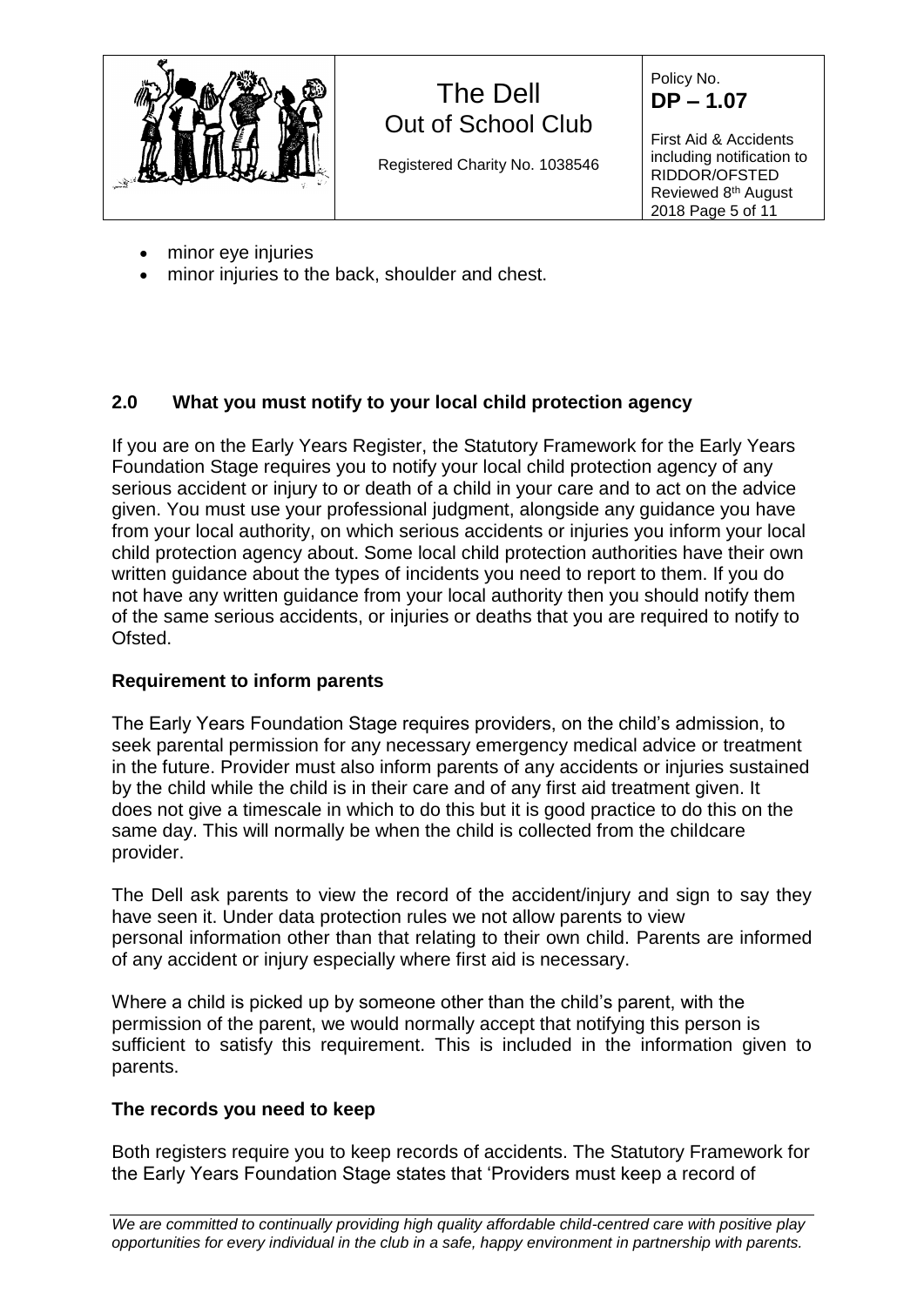- minor eye injuries
- minor injuries to the back, shoulder and chest.

## 2.0 What you must notify to your local child protection agency

If you are on the Early Years Register, the Statutory Framework for the Early Years Foundation Stage requires you to notify your local child protection agency of any serious accident or injury to or death of a child in your care and to act on the advice given. You must use your professional judgment, alongside any guidance you have from your local authority, on which serious accidents or injuries you inform your local child protection agency about. Some local child protection authorities have their own written guidance about the types of incidents you need to report to them. If you do not have any written guidance from your local authority then you should notify them of the same serious accidents, or injuries or deaths that you are required to notify to Ofsted.

### Requirement to inform parents

The Early Years Foundation Stage requires providers, on the child's admission, to seek parental permission for any necessary emergency medical advice or treatment in the future. Provider must also inform parents of any accidents or injuries sustained by the child while the child is in their care and of any first aid treatment given. It does not give a timescale in which to do this but it is good practice to do this on the same day. This will normally be when the child is collected from the childcare provider.

The Dell ask parents to view the record of the accident/injury and sign to say they have seen it. Under data protection rules we not allow parents to view personal information other than that relating to their own child. Parents are informed of any accident or injury especially where first aid is necessary.

Where a child is picked up by someone other than the child's parent, with the permission of the parent, we would normally accept that notifying this person is sufficient to satisfy this requirement. This is included in the information given to parents.

### The records you need to keep

Both registers require you to keep records of accidents. The Statutory Framework for the Early Years Foundation Stage states that 'Providers must keep a record of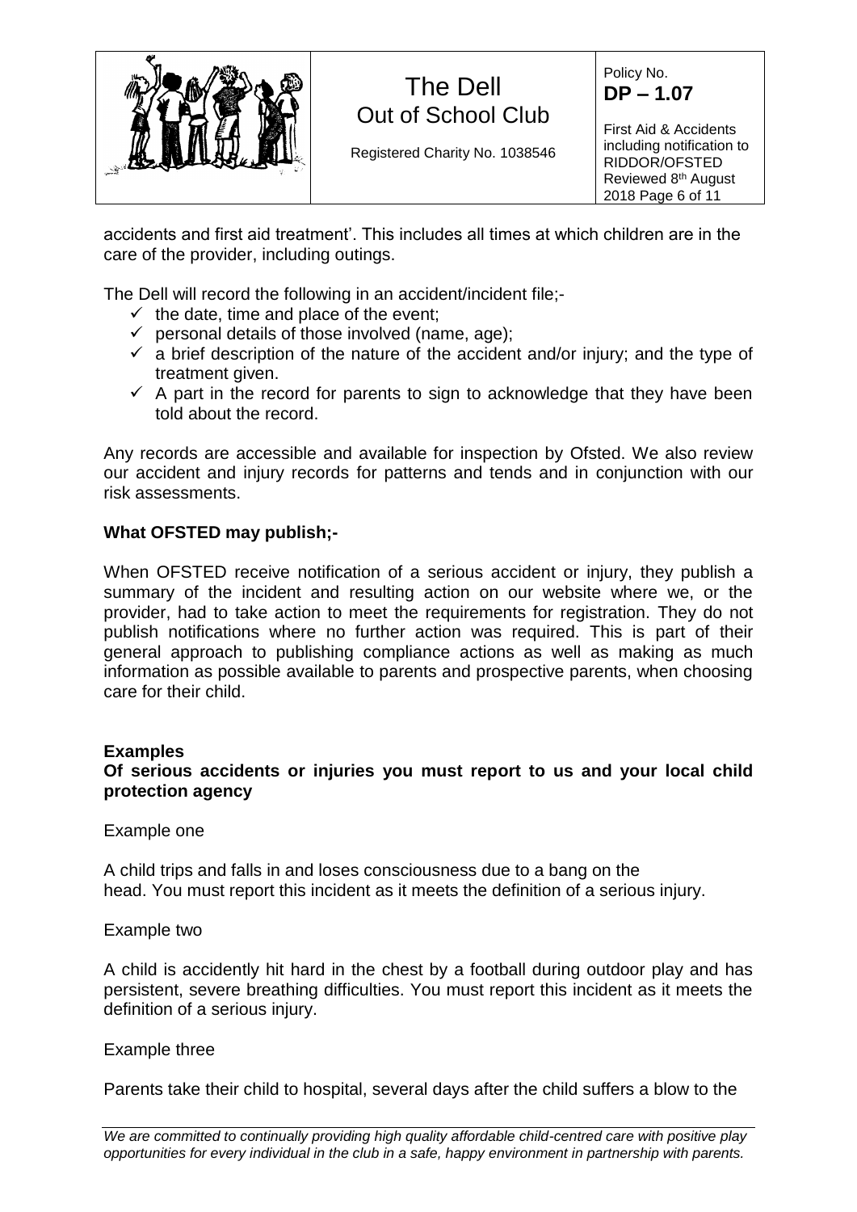accidents and first aid treatment'. This includes all times at which children are in the care of the provider, including outings.

The Dell will record the following in an accident/incident file;-

- ✓ the date, time and place of the event;
- ✓ personal details of those involved (name, age);
- ✓ a brief description of the nature of the accident and/or injury; and the type of treatment given.
- ✓ A part in the record for parents to sign to acknowledge that they have been told about the record.

Any records are accessible and available for inspection by Ofsted. We also review our accident and injury records for patterns and tends and in conjunction with our risk assessments.

**What OFSTED may publish;-**

When OFSTED receive notification of a serious accident or injury, they publish a summary of the incident and resulting action on our website where we, or the provider, had to take action to meet the requirements for registration. They do not publish notifications where no further action was required. This is part of their general approach to publishing compliance actions as well as making as much information as possible available to parents and prospective parents, when choosing care for their child.

**Examples**
**Of serious accidents or injuries you must report to us and your local child protection agency**

Example one

A child trips and falls in and loses consciousness due to a bang on the head. You must report this incident as it meets the definition of a serious injury.

Example two

A child is accidently hit hard in the chest by a football during outdoor play and has persistent, severe breathing difficulties. You must report this incident as it meets the definition of a serious injury.

Example three

Parents take their child to hospital, several days after the child suffers a blow to the

*We are committed to continually providing high quality affordable child-centred care with positive play opportunities for every individual in the club in a safe, happy environment in partnership with parents.*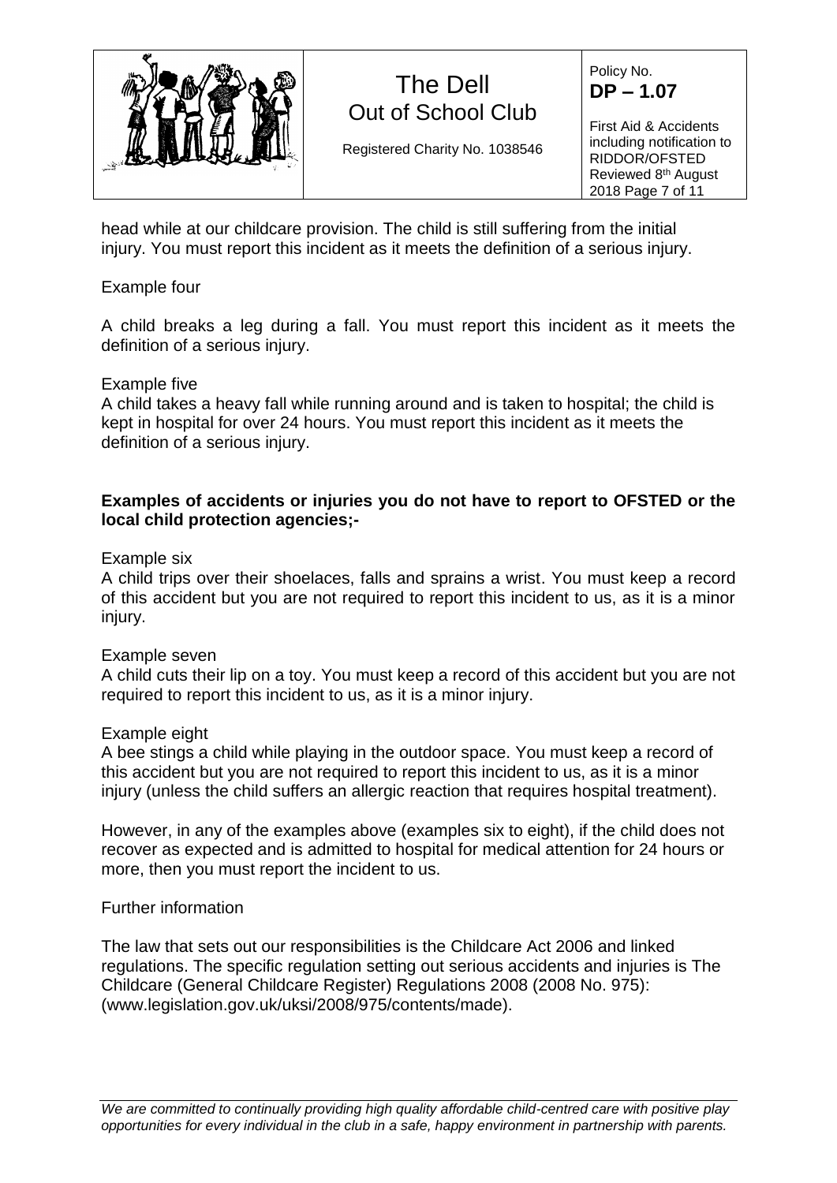head while at our childcare provision. The child is still suffering from the initial injury. You must report this incident as it meets the definition of a serious injury.

Example four

A child breaks a leg during a fall. You must report this incident as it meets the definition of a serious injury.

Example five

A child takes a heavy fall while running around and is taken to hospital; the child is kept in hospital for over 24 hours. You must report this incident as it meets the definition of a serious injury.

**Examples of accidents or injuries you do not have to report to OFSTED or the local child protection agencies;-**

Example six

A child trips over their shoelaces, falls and sprains a wrist. You must keep a record of this accident but you are not required to report this incident to us, as it is a minor injury.

Example seven

A child cuts their lip on a toy. You must keep a record of this accident but you are not required to report this incident to us, as it is a minor injury.

Example eight

A bee stings a child while playing in the outdoor space. You must keep a record of this accident but you are not required to report this incident to us, as it is a minor injury (unless the child suffers an allergic reaction that requires hospital treatment).

However, in any of the examples above (examples six to eight), if the child does not recover as expected and is admitted to hospital for medical attention for 24 hours or more, then you must report the incident to us.

Further information

The law that sets out our responsibilities is the Childcare Act 2006 and linked regulations. The specific regulation setting out serious accidents and injuries is The Childcare (General Childcare Register) Regulations 2008 (2008 No. 975): (www.legislation.gov.uk/uksi/2008/975/contents/made).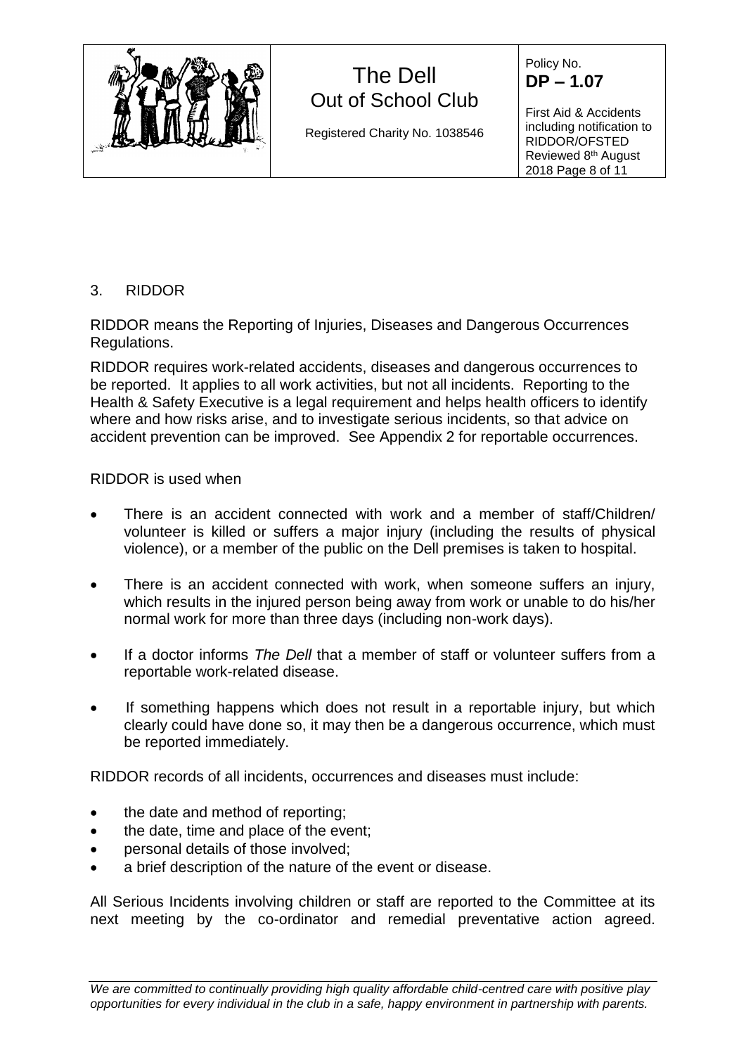## 3. RIDDOR

RIDDOR means the Reporting of Injuries, Diseases and Dangerous Occurrences Regulations.

RIDDOR requires work-related accidents, diseases and dangerous occurrences to be reported. It applies to all work activities, but not all incidents. Reporting to the Health & Safety Executive is a legal requirement and helps health officers to identify where and how risks arise, and to investigate serious incidents, so that advice on accident prevention can be improved. See Appendix 2 for reportable occurrences.

RIDDOR is used when

- There is an accident connected with work and a member of staff/Children/ volunteer is killed or suffers a major injury (including the results of physical violence), or a member of the public on the Dell premises is taken to hospital.
- There is an accident connected with work, when someone suffers an injury, which results in the injured person being away from work or unable to do his/her normal work for more than three days (including non-work days).
- If a doctor informs *The Dell* that a member of staff or volunteer suffers from a reportable work-related disease.
- If something happens which does not result in a reportable injury, but which clearly could have done so, it may then be a dangerous occurrence, which must be reported immediately.

RIDDOR records of all incidents, occurrences and diseases must include:

- the date and method of reporting;
- the date, time and place of the event;
- personal details of those involved;
- a brief description of the nature of the event or disease.

All Serious Incidents involving children or staff are reported to the Committee at its next meeting by the co-ordinator and remedial preventative action agreed.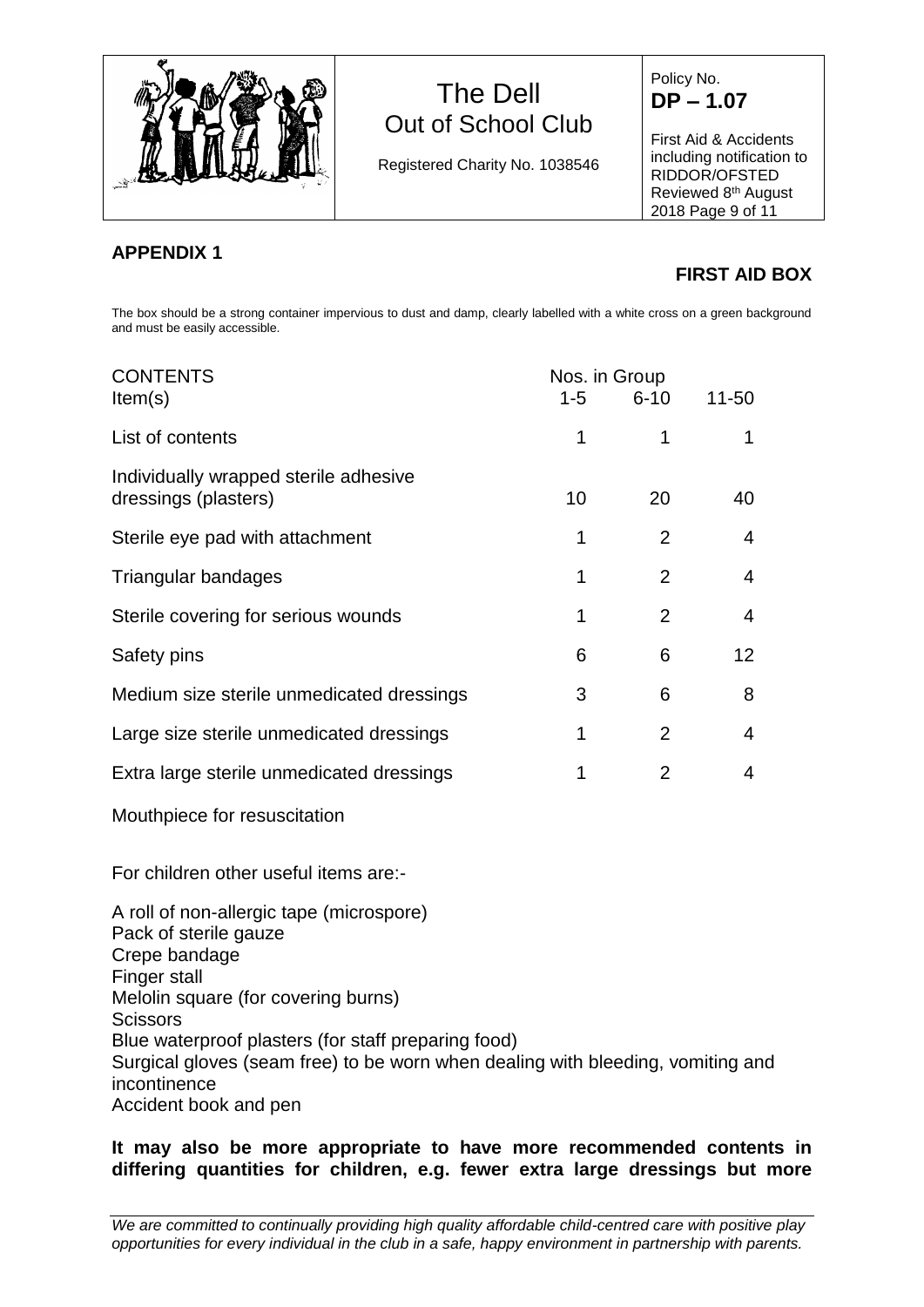## APPENDIX 1

### FIRST AID BOX

The box should be a strong container impervious to dust and damp, clearly labelled with a white cross on a green background and must be easily accessible.

| CONTENTS Item(s) | Nos. in Group 1-5 | 6-10 | 11-50 |
|---|---|---|---|
| List of contents | 1 | 1 | 1 |
| Individually wrapped sterile adhesive dressings (plasters) | 10 | 20 | 40 |
| Sterile eye pad with attachment | 1 | 2 | 4 |
| Triangular bandages | 1 | 2 | 4 |
| Sterile covering for serious wounds | 1 | 2 | 4 |
| Safety pins | 6 | 6 | 12 |
| Medium size sterile unmedicated dressings | 3 | 6 | 8 |
| Large size sterile unmedicated dressings | 1 | 2 | 4 |
| Extra large sterile unmedicated dressings | 1 | 2 | 4 |

Mouthpiece for resuscitation

For children other useful items are:-

A roll of non-allergic tape (microspore)
Pack of sterile gauze
Crepe bandage
Finger stall
Melolin square (for covering burns)
Scissors
Blue waterproof plasters (for staff preparing food)
Surgical gloves (seam free) to be worn when dealing with bleeding, vomiting and incontinence
Accident book and pen

**It may also be more appropriate to have more recommended contents in differing quantities for children, e.g. fewer extra large dressings but more**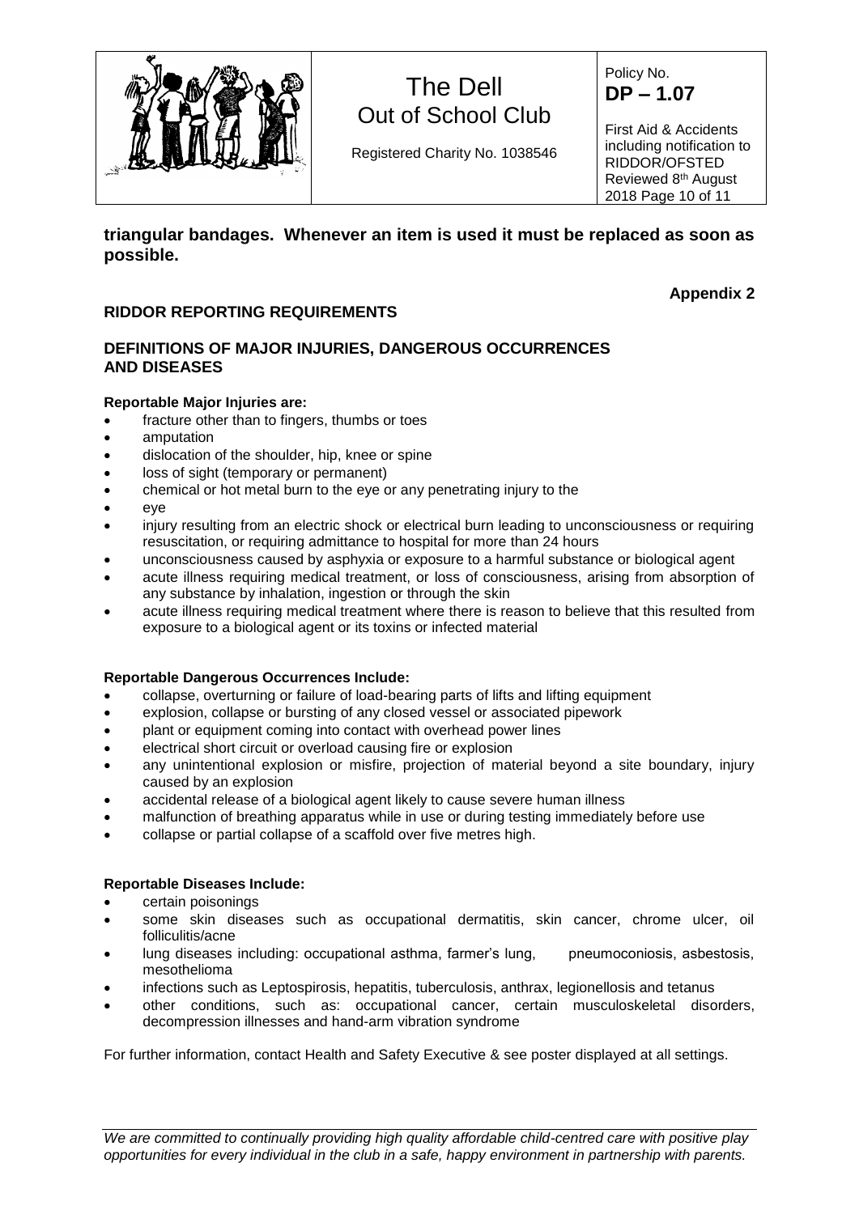**triangular bandages. Whenever an item is used it must be replaced as soon as possible.**

**Appendix 2**

## RIDDOR REPORTING REQUIREMENTS

## DEFINITIONS OF MAJOR INJURIES, DANGEROUS OCCURRENCES AND DISEASES

**Reportable Major Injuries are:**

- fracture other than to fingers, thumbs or toes
- amputation
- dislocation of the shoulder, hip, knee or spine
- loss of sight (temporary or permanent)
- chemical or hot metal burn to the eye or any penetrating injury to the
- eye
- injury resulting from an electric shock or electrical burn leading to unconsciousness or requiring resuscitation, or requiring admittance to hospital for more than 24 hours
- unconsciousness caused by asphyxia or exposure to a harmful substance or biological agent
- acute illness requiring medical treatment, or loss of consciousness, arising from absorption of any substance by inhalation, ingestion or through the skin
- acute illness requiring medical treatment where there is reason to believe that this resulted from exposure to a biological agent or its toxins or infected material

**Reportable Dangerous Occurrences Include:**

- collapse, overturning or failure of load-bearing parts of lifts and lifting equipment
- explosion, collapse or bursting of any closed vessel or associated pipework
- plant or equipment coming into contact with overhead power lines
- electrical short circuit or overload causing fire or explosion
- any unintentional explosion or misfire, projection of material beyond a site boundary, injury caused by an explosion
- accidental release of a biological agent likely to cause severe human illness
- malfunction of breathing apparatus while in use or during testing immediately before use
- collapse or partial collapse of a scaffold over five metres high.

**Reportable Diseases Include:**

- certain poisonings
- some skin diseases such as occupational dermatitis, skin cancer, chrome ulcer, oil folliculitis/acne
- lung diseases including: occupational asthma, farmer's lung, pneumoconiosis, asbestosis, mesothelioma
- infections such as Leptospirosis, hepatitis, tuberculosis, anthrax, legionellosis and tetanus
- other conditions, such as: occupational cancer, certain musculoskeletal disorders, decompression illnesses and hand-arm vibration syndrome

For further information, contact Health and Safety Executive & see poster displayed at all settings.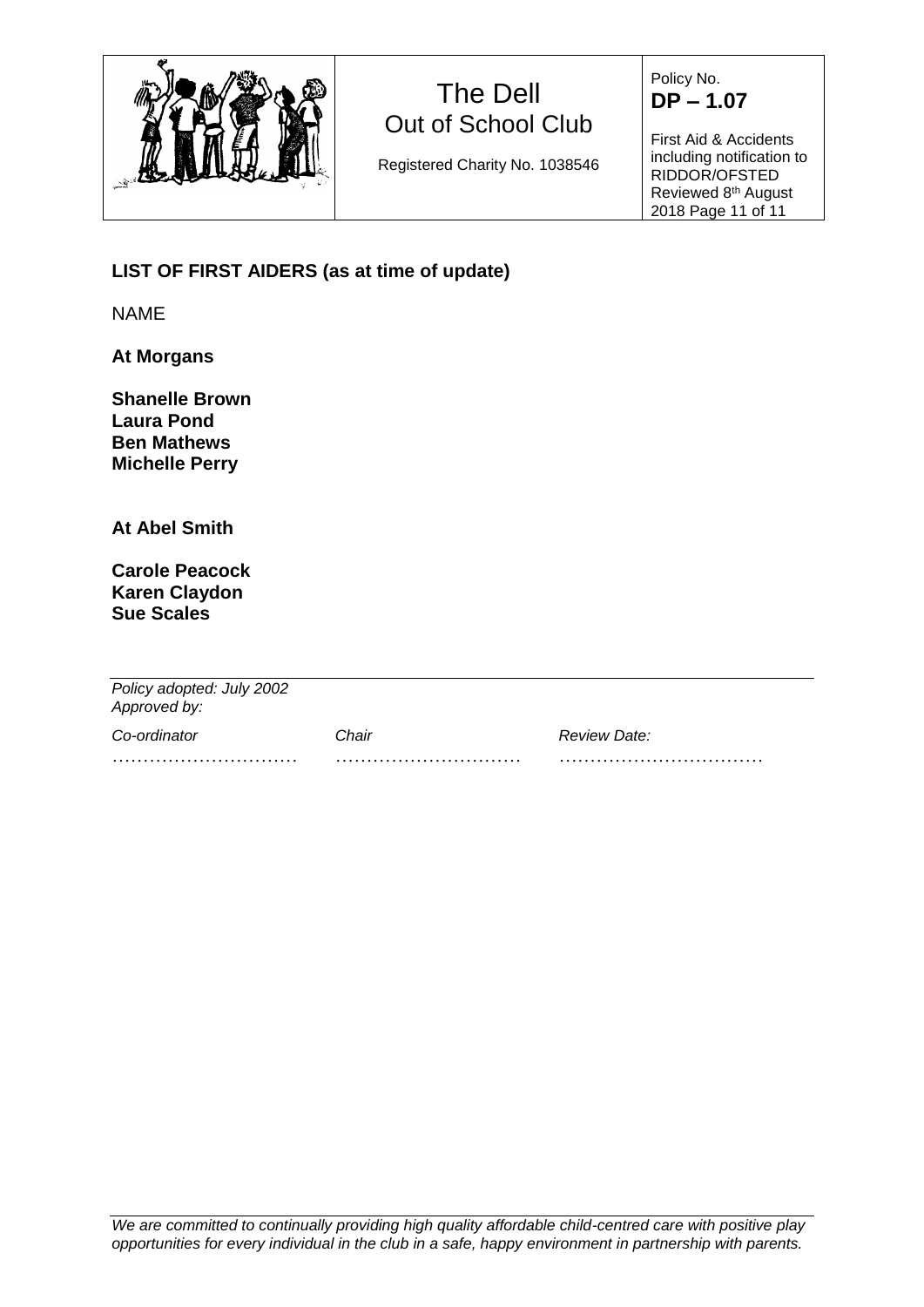## LIST OF FIRST AIDERS (as at time of update)

NAME

**At Morgans**

**Shanelle Brown**
**Laura Pond**
**Ben Mathews**
**Michelle Perry**

**At Abel Smith**

**Carole Peacock**
**Karen Claydon**
**Sue Scales**

*Policy adopted: July 2002*
*Approved by:*

| *Co-ordinator* | *Chair* | *Review Date:* |
|---|---|---|
| ………………………… | ………………………… | …………………………… |

*We are committed to continually providing high quality affordable child-centred care with positive play opportunities for every individual in the club in a safe, happy environment in partnership with parents.*